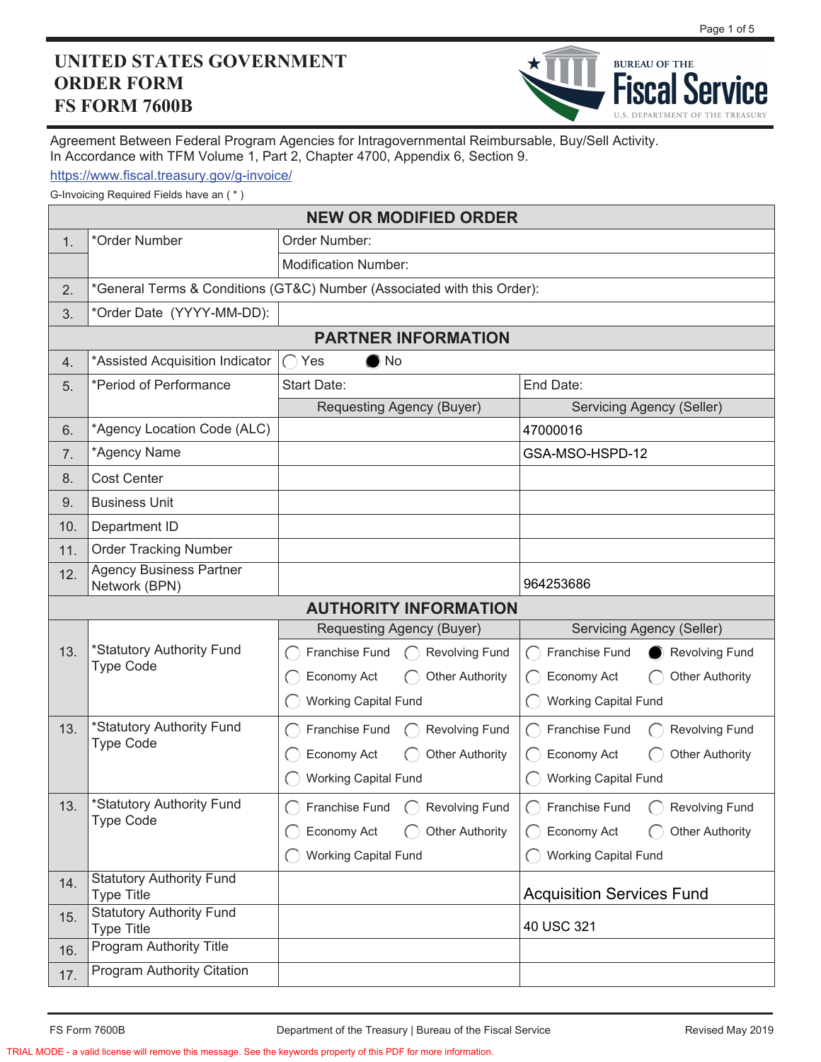# UNITED STATES GOVERNMENT ORDER FORM FS FORM 7600B

BUREAU OF THE **Fiscal Service**
U.S. DEPARTMENT OF THE TREASURY

Agreement Between Federal Program Agencies for Intragovernmental Reimbursable, Buy/Sell Activity.
In Accordance with TFM Volume 1, Part 2, Chapter 4700, Appendix 6, Section 9.

https://www.fiscal.treasury.gov/g-invoice/

G-Invoicing Required Fields have an ( * )

| | | | |
|---|---|---|---|
| **NEW OR MODIFIED ORDER** | | | |
| 1. | *Order Number | Order Number: | |
| | | Modification Number: | |
| 2. | *General Terms & Conditions (GT&C) Number (Associated with this Order): | | |
| 3. | *Order Date (YYYY-MM-DD): | | |
| **PARTNER INFORMATION** | | | |
| 4. | *Assisted Acquisition Indicator | ◯ Yes ● No | |
| 5. | *Period of Performance | Start Date: | End Date: |
| | | Requesting Agency (Buyer) | Servicing Agency (Seller) |
| 6. | *Agency Location Code (ALC) | | 47000016 |
| 7. | *Agency Name | | GSA-MSO-HSPD-12 |
| 8. | Cost Center | | |
| 9. | Business Unit | | |
| 10. | Department ID | | |
| 11. | Order Tracking Number | | |
| 12. | Agency Business Partner Network (BPN) | | 964253686 |
| **AUTHORITY INFORMATION** | | | |
| | | Requesting Agency (Buyer) | Servicing Agency (Seller) |
| 13. | *Statutory Authority Fund Type Code | ◯ Franchise Fund ◯ Revolving Fund ◯ Economy Act ◯ Other Authority ◯ Working Capital Fund | ◯ Franchise Fund ● Revolving Fund ◯ Economy Act ◯ Other Authority ◯ Working Capital Fund |
| 13. | *Statutory Authority Fund Type Code | ◯ Franchise Fund ◯ Revolving Fund ◯ Economy Act ◯ Other Authority ◯ Working Capital Fund | ◯ Franchise Fund ◯ Revolving Fund ◯ Economy Act ◯ Other Authority ◯ Working Capital Fund |
| 13. | *Statutory Authority Fund Type Code | ◯ Franchise Fund ◯ Revolving Fund ◯ Economy Act ◯ Other Authority ◯ Working Capital Fund | ◯ Franchise Fund ◯ Revolving Fund ◯ Economy Act ◯ Other Authority ◯ Working Capital Fund |
| 14. | Statutory Authority Fund Type Title | | Acquisition Services Fund |
| 15. | Statutory Authority Fund Type Title | | 40 USC 321 |
| 16. | Program Authority Title | | |
| 17. | Program Authority Citation | | |

TRIAL MODE - a valid license will remove this message. See the keywords property of this PDF for more information.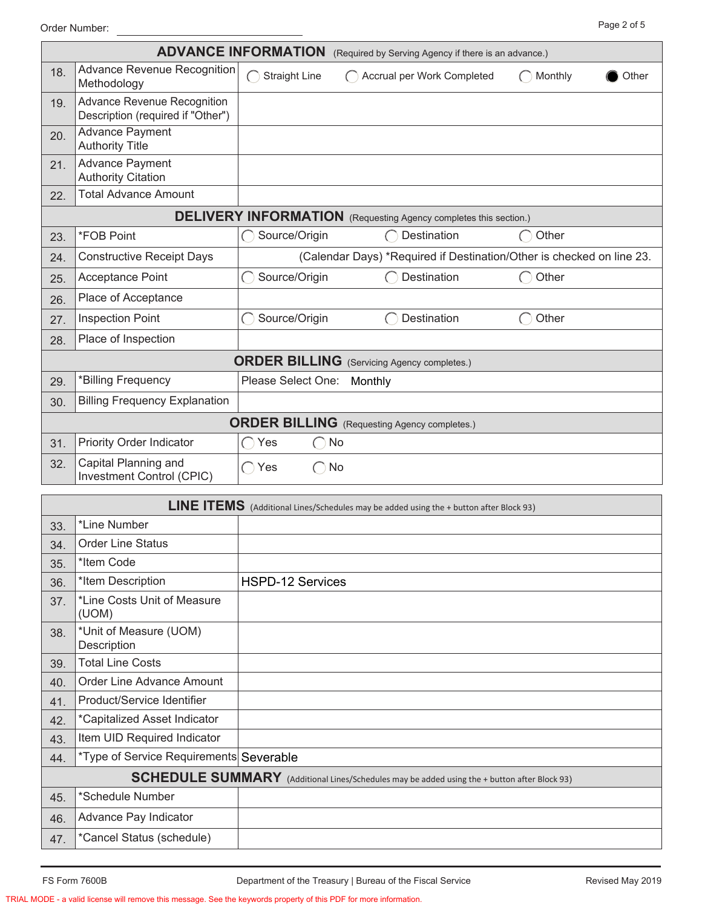Order Number:

| | ADVANCE INFORMATION (Required by Serving Agency if there is an advance.) | |
|---|---|---|
| 18. | Advance Revenue Recognition Methodology | ◯ Straight Line ◯ Accrual per Work Completed ◯ Monthly ● Other |
| 19. | Advance Revenue Recognition Description (required if "Other") | |
| 20. | Advance Payment Authority Title | |
| 21. | Advance Payment Authority Citation | |
| 22. | Total Advance Amount | |
| | **DELIVERY INFORMATION** (Requesting Agency completes this section.) | |
| 23. | *FOB Point | ◯ Source/Origin ◯ Destination ◯ Other |
| 24. | Constructive Receipt Days | (Calendar Days) *Required if Destination/Other is checked on line 23. |
| 25. | Acceptance Point | ◯ Source/Origin ◯ Destination ◯ Other |
| 26. | Place of Acceptance | |
| 27. | Inspection Point | ◯ Source/Origin ◯ Destination ◯ Other |
| 28. | Place of Inspection | |
| | **ORDER BILLING** (Servicing Agency completes.) | |
| 29. | *Billing Frequency | Please Select One: Monthly |
| 30. | Billing Frequency Explanation | |
| | **ORDER BILLING** (Requesting Agency completes.) | |
| 31. | Priority Order Indicator | ◯ Yes ◯ No |
| 32. | Capital Planning and Investment Control (CPIC) | ◯ Yes ◯ No |

| | LINE ITEMS (Additional Lines/Schedules may be added using the + button after Block 93) | |
|---|---|---|
| 33. | *Line Number | |
| 34. | Order Line Status | |
| 35. | *Item Code | |
| 36. | *Item Description | HSPD-12 Services |
| 37. | *Line Costs Unit of Measure (UOM) | |
| 38. | *Unit of Measure (UOM) Description | |
| 39. | Total Line Costs | |
| 40. | Order Line Advance Amount | |
| 41. | Product/Service Identifier | |
| 42. | *Capitalized Asset Indicator | |
| 43. | Item UID Required Indicator | |
| 44. | *Type of Service Requirements | Severable |
| | **SCHEDULE SUMMARY** (Additional Lines/Schedules may be added using the + button after Block 93) | |
| 45. | *Schedule Number | |
| 46. | Advance Pay Indicator | |
| 47. | *Cancel Status (schedule) | |

FS Form 7600B Department of the Treasury | Bureau of the Fiscal Service Revised May 2019

TRIAL MODE - a valid license will remove this message. See the keywords property of this PDF for more information.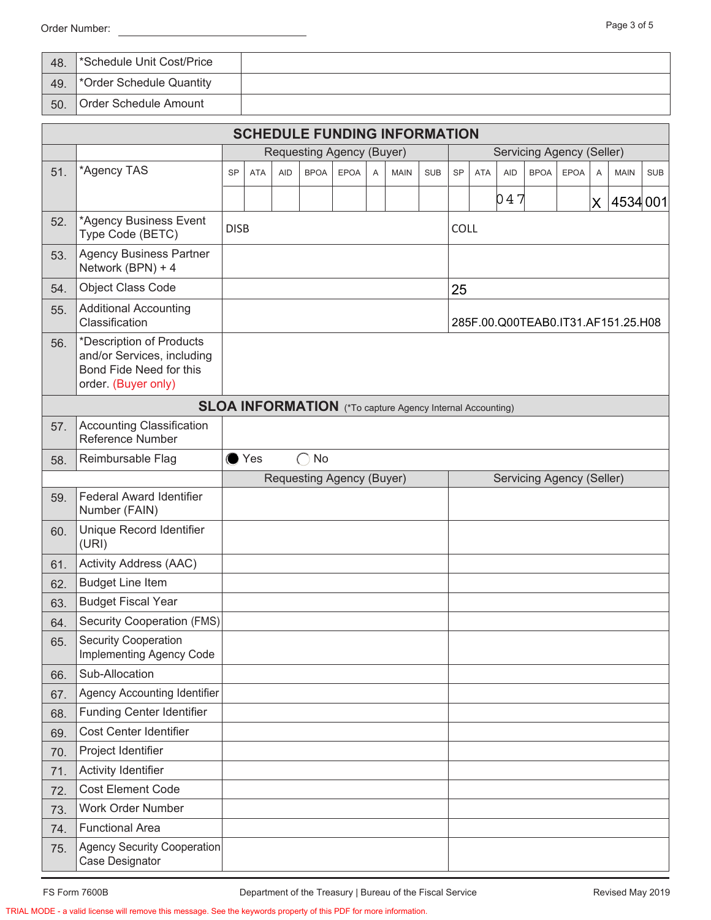| 48. | *Schedule Unit Cost/Price | |
|---|---|---|
| 49. | *Order Schedule Quantity | |
| 50. | Order Schedule Amount | |

## SCHEDULE FUNDING INFORMATION

| | | Requesting Agency (Buyer) | | | | | | | | Servicing Agency (Seller) | | | | | | | |
|---|---|---|---|---|---|---|---|---|---|---|---|---|---|---|---|---|---|
| 51. | *Agency TAS | SP | ATA | AID | BPOA | EPOA | A | MAIN | SUB | SP | ATA | AID | BPOA | EPOA | A | MAIN | SUB |
| | | | | | | | | | | | | 047 | | | X | 4534 | 001 |
| 52. | *Agency Business Event Type Code (BETC) | DISB | | | | | | | | COLL | | | | | | | |
| 53. | Agency Business Partner Network (BPN) + 4 | | | | | | | | | | | | | | | | |
| 54. | Object Class Code | | | | | | | | | 25 | | | | | | | |
| 55. | Additional Accounting Classification | | | | | | | | | 285F.00.Q00TEAB0.IT31.AF151.25.H08 | | | | | | | |
| 56. | *Description of Products and/or Services, including Bond Fide Need for this order. (Buyer only) | | | | | | | | | | | | | | | | |

## SLOA INFORMATION (*To capture Agency Internal Accounting)

| | | | |
|---|---|---|---|
| 57. | Accounting Classification Reference Number | | |
| 58. | Reimbursable Flag | ● Yes ○ No | |
| | | Requesting Agency (Buyer) | Servicing Agency (Seller) |
| 59. | Federal Award Identifier Number (FAIN) | | |
| 60. | Unique Record Identifier (URI) | | |
| 61. | Activity Address (AAC) | | |
| 62. | Budget Line Item | | |
| 63. | Budget Fiscal Year | | |
| 64. | Security Cooperation (FMS) | | |
| 65. | Security Cooperation Implementing Agency Code | | |
| 66. | Sub-Allocation | | |
| 67. | Agency Accounting Identifier | | |
| 68. | Funding Center Identifier | | |
| 69. | Cost Center Identifier | | |
| 70. | Project Identifier | | |
| 71. | Activity Identifier | | |
| 72. | Cost Element Code | | |
| 73. | Work Order Number | | |
| 74. | Functional Area | | |
| 75. | Agency Security Cooperation Case Designator | | |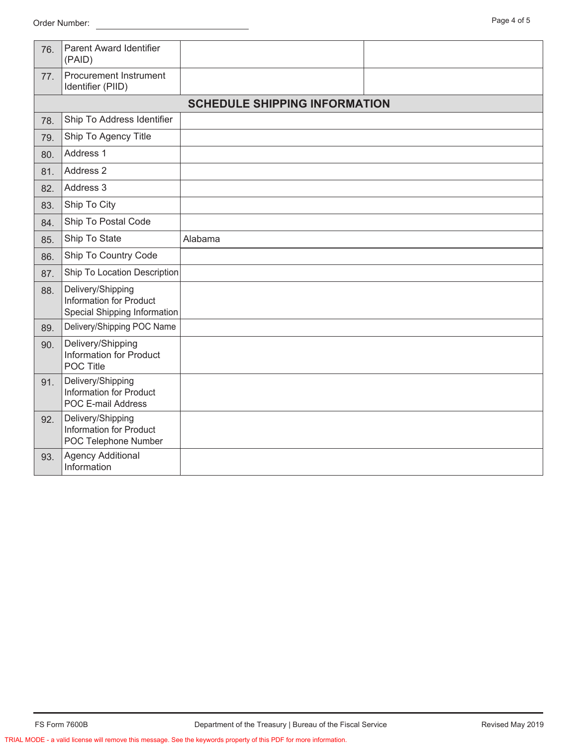Order Number: ____________________

| | | | |
|---|---|---|---|
| 76. | Parent Award Identifier (PAID) | | |
| 77. | Procurement Instrument Identifier (PIID) | | |

## SCHEDULE SHIPPING INFORMATION

| | | |
|---|---|---|
| 78. | Ship To Address Identifier | |
| 79. | Ship To Agency Title | |
| 80. | Address 1 | |
| 81. | Address 2 | |
| 82. | Address 3 | |
| 83. | Ship To City | |
| 84. | Ship To Postal Code | |
| 85. | Ship To State | Alabama |
| 86. | Ship To Country Code | |
| 87. | Ship To Location Description | |
| 88. | Delivery/Shipping Information for Product Special Shipping Information | |
| 89. | Delivery/Shipping POC Name | |
| 90. | Delivery/Shipping Information for Product POC Title | |
| 91. | Delivery/Shipping Information for Product POC E-mail Address | |
| 92. | Delivery/Shipping Information for Product POC Telephone Number | |
| 93. | Agency Additional Information | |

FS Form 7600B — Department of the Treasury | Bureau of the Fiscal Service — Revised May 2019

TRIAL MODE - a valid license will remove this message. See the keywords property of this PDF for more information.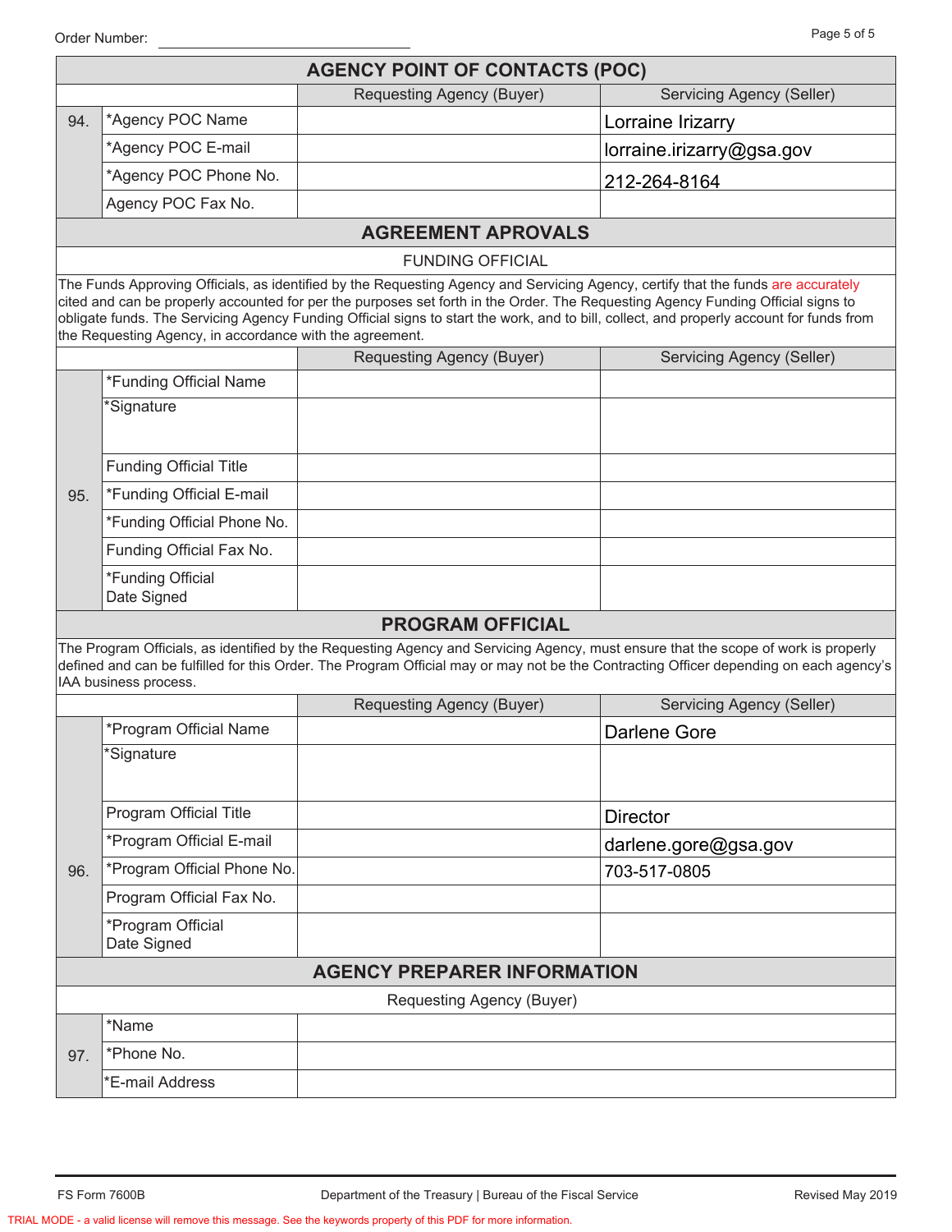Order Number: ______________________

| | | Requesting Agency (Buyer) | Servicing Agency (Seller) |
|---|---|---|---|
| **AGENCY POINT OF CONTACTS (POC)** | | | |
| 94. | *Agency POC Name | | Lorraine Irizarry |
| | *Agency POC E-mail | | lorraine.irizarry@gsa.gov |
| | *Agency POC Phone No. | | 212-264-8164 |
| | Agency POC Fax No. | | |

## AGREEMENT APROVALS

FUNDING OFFICIAL

The Funds Approving Officials, as identified by the Requesting Agency and Servicing Agency, certify that the funds are accurately cited and can be properly accounted for per the purposes set forth in the Order. The Requesting Agency Funding Official signs to obligate funds. The Servicing Agency Funding Official signs to start the work, and to bill, collect, and properly account for funds from the Requesting Agency, in accordance with the agreement.

| | | Requesting Agency (Buyer) | Servicing Agency (Seller) |
|---|---|---|---|
| 95. | *Funding Official Name | | |
| | *Signature | | |
| | Funding Official Title | | |
| | *Funding Official E-mail | | |
| | *Funding Official Phone No. | | |
| | Funding Official Fax No. | | |
| | *Funding Official Date Signed | | |

## PROGRAM OFFICIAL

The Program Officials, as identified by the Requesting Agency and Servicing Agency, must ensure that the scope of work is properly defined and can be fulfilled for this Order. The Program Official may or may not be the Contracting Officer depending on each agency's IAA business process.

| | | Requesting Agency (Buyer) | Servicing Agency (Seller) |
|---|---|---|---|
| 96. | *Program Official Name | | Darlene Gore |
| | *Signature | | |
| | Program Official Title | | Director |
| | *Program Official E-mail | | darlene.gore@gsa.gov |
| | *Program Official Phone No. | | 703-517-0805 |
| | Program Official Fax No. | | |
| | *Program Official Date Signed | | |

## AGENCY PREPARER INFORMATION

| | | Requesting Agency (Buyer) |
|---|---|---|
| 97. | *Name | |
| | *Phone No. | |
| | *E-mail Address | |

FS Form 7600B — Department of the Treasury | Bureau of the Fiscal Service — Revised May 2019

TRIAL MODE - a valid license will remove this message. See the keywords property of this PDF for more information.